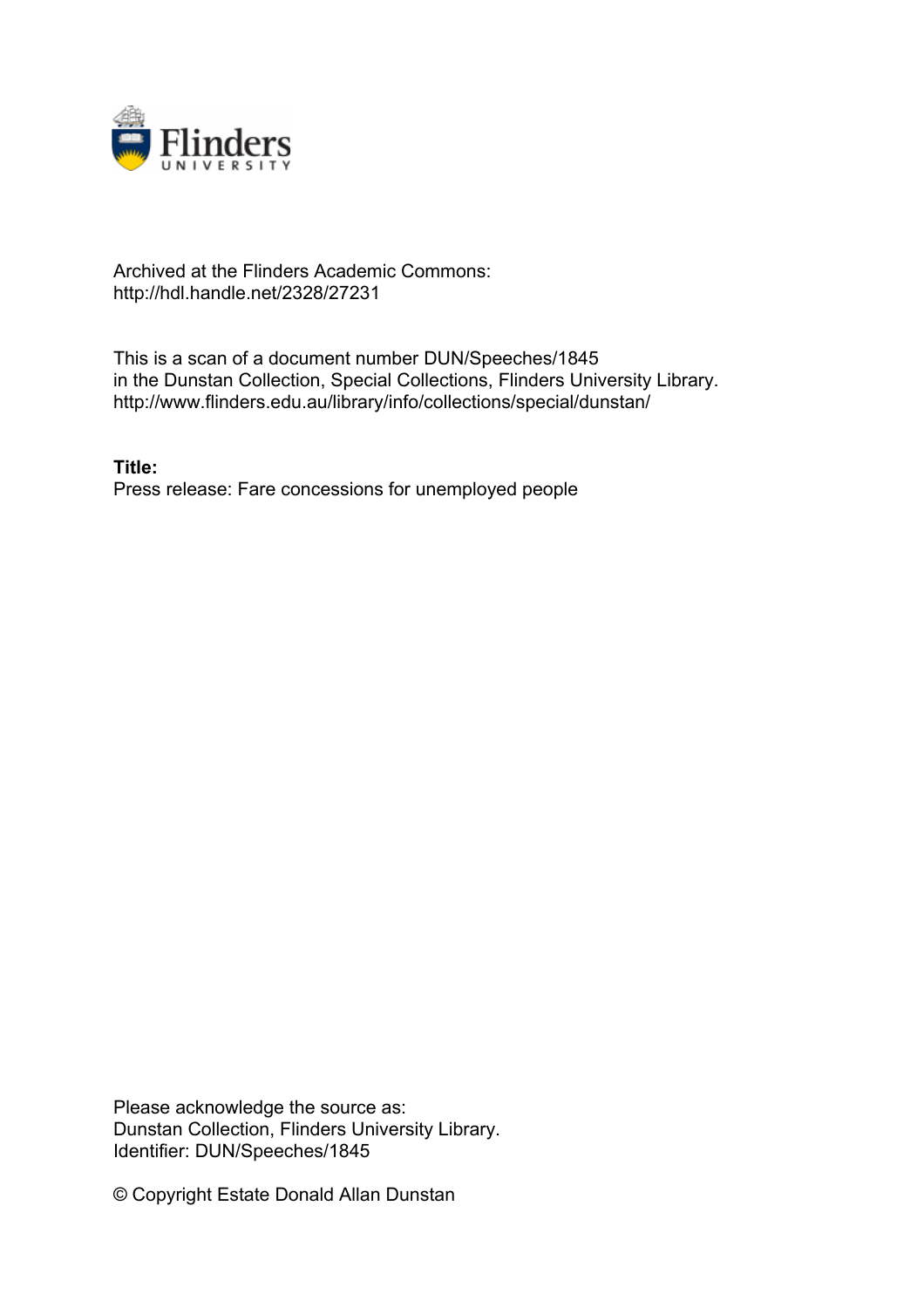Archived at the Flinders Academic Commons:
http://hdl.handle.net/2328/27231

This is a scan of a document number DUN/Speeches/1845
in the Dunstan Collection, Special Collections, Flinders University Library.
http://www.flinders.edu.au/library/info/collections/special/dunstan/

**Title:**
Press release: Fare concessions for unemployed people

Please acknowledge the source as:
Dunstan Collection, Flinders University Library.
Identifier: DUN/Speeches/1845

© Copyright Estate Donald Allan Dunstan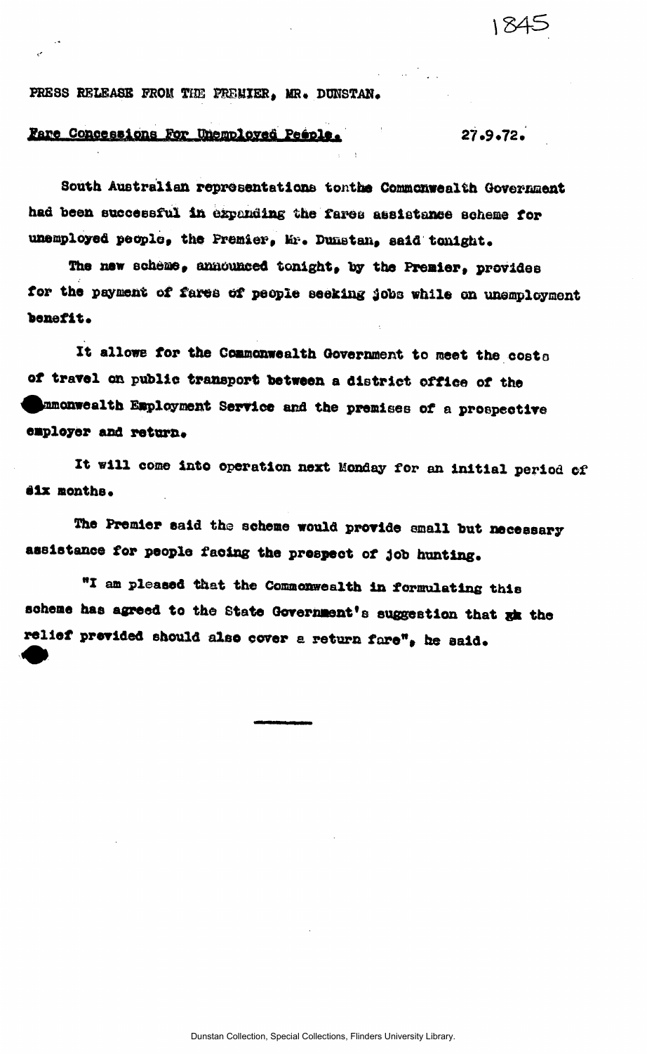1845

PRESS RELEASE FROM THE PREMIER, MR. DUNSTAN.

Fare Concessions For Unemployed People. 27.9.72.

South Australian representations tonthe Commonwealth Government had been successful in expanding the fares assistance scheme for unemployed people, the Premier, Mr. Dunstan, said tonight.

The new scheme, announced tonight, by the Premier, provides for the payment of fares of people seeking jobs while on unemployment benefit.

It allows for the Commonwealth Government to meet the costs of travel on public transport between a district office of the Commonwealth Employment Service and the premises of a prospective employer and return.

It will come into operation next Monday for an initial period of six months.

The Premier said the scheme would provide small but necessary assistance for people facing the prospect of job hunting.

"I am pleased that the Commonwealth in formulating this scheme has agreed to the State Government's suggestion that ~~sk~~ the relief provided should also cover a return fare", he said.

---